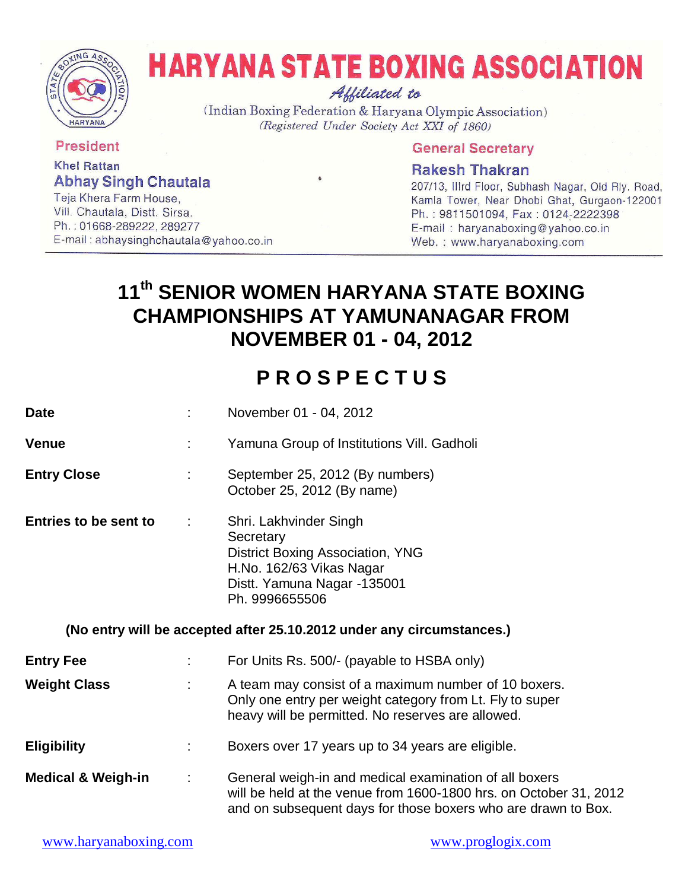# HARYANA STATE BOXING ASSOCIATION

*Affiliated to*

(Indian Boxing Federation & Haryana Olympic Association)

*(Registered Under Society Act XXI of 1860)*

**President**

Khel Rattan

**Abhay Singh Chautala**

Teja Khera Farm House,
Vill. Chautala, Distt. Sirsa.
Ph. : 01668-289222, 289277
E-mail : abhaysinghchautala@yahoo.co.in

**General Secretary**

**Rakesh Thakran**

207/13, IIIrd Floor, Subhash Nagar, Old Rly. Road,
Kamla Tower, Near Dhobi Ghat, Gurgaon-122001
Ph. : 9811501094, Fax : 0124-2222398
E-mail : haryanaboxing@yahoo.co.in
Web. : www.haryanaboxing.com

---

## 11th SENIOR WOMEN HARYANA STATE BOXING CHAMPIONSHIPS AT YAMUNANAGAR FROM NOVEMBER 01 - 04, 2012

## P R O S P E C T U S

**Date** : November 01 - 04, 2012

**Venue** : Yamuna Group of Institutions Vill. Gadholi

**Entry Close** : September 25, 2012 (By numbers)
October 25, 2012 (By name)

**Entries to be sent to** : Shri. Lakhvinder Singh
Secretary
District Boxing Association, YNG
H.No. 162/63 Vikas Nagar
Distt. Yamuna Nagar -135001
Ph. 9996655506

**(No entry will be accepted after 25.10.2012 under any circumstances.)**

**Entry Fee** : For Units Rs. 500/- (payable to HSBA only)

**Weight Class** : A team may consist of a maximum number of 10 boxers. Only one entry per weight category from Lt. Fly to super heavy will be permitted. No reserves are allowed.

**Eligibility** : Boxers over 17 years up to 34 years are eligible.

**Medical & Weigh-in** : General weigh-in and medical examination of all boxers will be held at the venue from 1600-1800 hrs. on October 31, 2012 and on subsequent days for those boxers who are drawn to Box.

www.haryanaboxing.com www.proglogix.com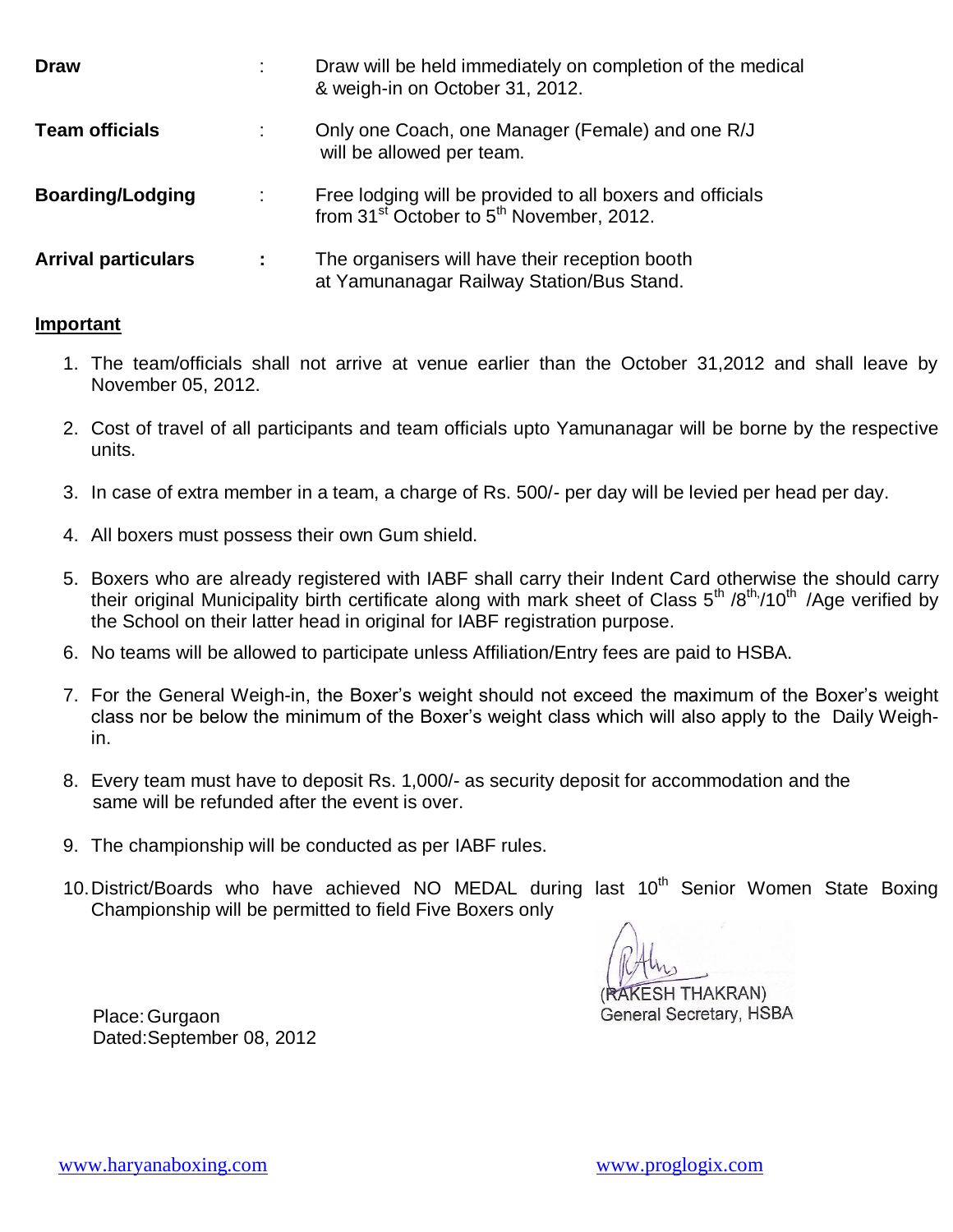**Draw** : Draw will be held immediately on completion of the medical & weigh-in on October 31, 2012.

**Team officials** : Only one Coach, one Manager (Female) and one R/J will be allowed per team.

**Boarding/Lodging** : Free lodging will be provided to all boxers and officials from 31st October to 5th November, 2012.

**Arrival particulars** : The organisers will have their reception booth at Yamunanagar Railway Station/Bus Stand.

**Important**

1. The team/officials shall not arrive at venue earlier than the October 31,2012 and shall leave by November 05, 2012.
2. Cost of travel of all participants and team officials upto Yamunanagar will be borne by the respective units.
3. In case of extra member in a team, a charge of Rs. 500/- per day will be levied per head per day.
4. All boxers must possess their own Gum shield.
5. Boxers who are already registered with IABF shall carry their Indent Card otherwise the should carry their original Municipality birth certificate along with mark sheet of Class 5th /8th,/10th /Age verified by the School on their latter head in original for IABF registration purpose.
6. No teams will be allowed to participate unless Affiliation/Entry fees are paid to HSBA.
7. For the General Weigh-in, the Boxer's weight should not exceed the maximum of the Boxer's weight class nor be below the minimum of the Boxer's weight class which will also apply to the Daily Weigh-in.
8. Every team must have to deposit Rs. 1,000/- as security deposit for accommodation and the same will be refunded after the event is over.
9. The championship will be conducted as per IABF rules.
10. District/Boards who have achieved NO MEDAL during last 10th Senior Women State Boxing Championship will be permitted to field Five Boxers only

(RAKESH THAKRAN)
General Secretary, HSBA

Place: Gurgaon
Dated:September 08, 2012

www.haryanaboxing.com www.proglogix.com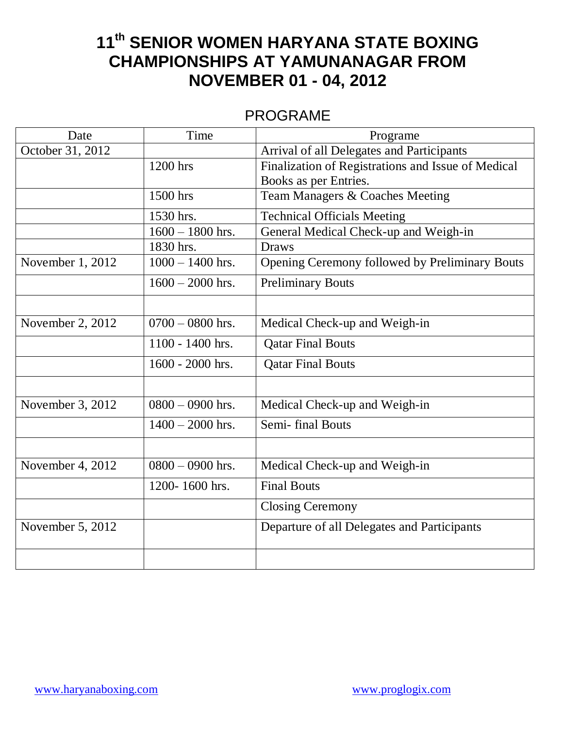# 11th SENIOR WOMEN HARYANA STATE BOXING CHAMPIONSHIPS AT YAMUNANAGAR FROM NOVEMBER 01 - 04, 2012

## PROGRAME

| Date | Time | Programe |
|---|---|---|
| October 31, 2012 | | Arrival of all Delegates and Participants |
| | 1200 hrs | Finalization of Registrations and Issue of Medical Books as per Entries. |
| | 1500 hrs | Team Managers & Coaches Meeting |
| | 1530 hrs. | Technical Officials Meeting |
| | 1600 – 1800 hrs. | General Medical Check-up and Weigh-in |
| | 1830 hrs. | Draws |
| November 1, 2012 | 1000 – 1400 hrs. | Opening Ceremony followed by Preliminary Bouts |
| | 1600 – 2000 hrs. | Preliminary Bouts |
| | | |
| November 2, 2012 | 0700 – 0800 hrs. | Medical Check-up and Weigh-in |
| | 1100 - 1400 hrs. | Qatar Final Bouts |
| | 1600 - 2000 hrs. | Qatar Final Bouts |
| | | |
| November 3, 2012 | 0800 – 0900 hrs. | Medical Check-up and Weigh-in |
| | 1400 – 2000 hrs. | Semi- final Bouts |
| | | |
| November 4, 2012 | 0800 – 0900 hrs. | Medical Check-up and Weigh-in |
| | 1200- 1600 hrs. | Final Bouts |
| | | Closing Ceremony |
| November 5, 2012 | | Departure of all Delegates and Participants |
| | | |

www.haryanaboxing.com www.proglogix.com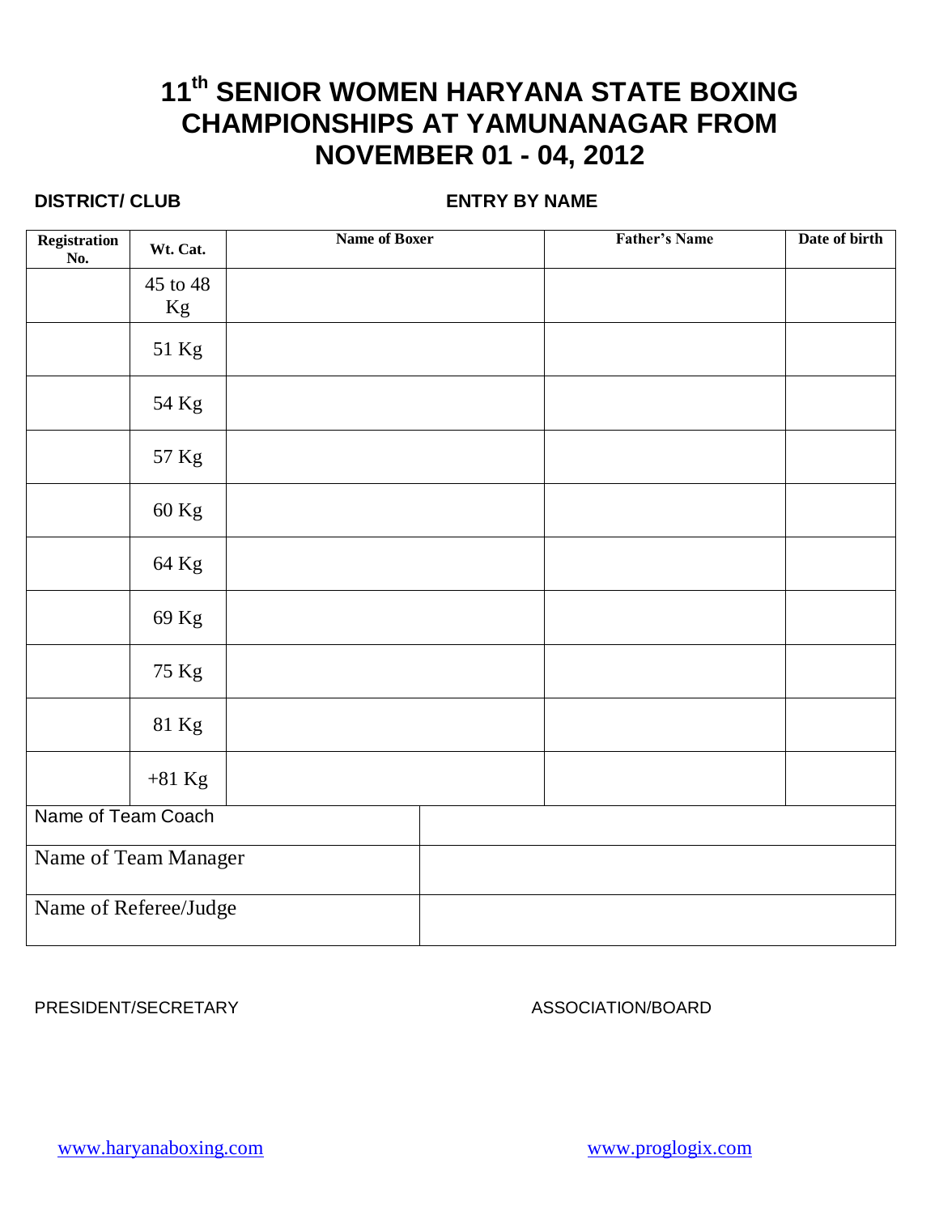# 11th SENIOR WOMEN HARYANA STATE BOXING CHAMPIONSHIPS AT YAMUNANAGAR FROM NOVEMBER 01 - 04, 2012

**DISTRICT/ CLUB** **ENTRY BY NAME**

| Registration No. | Wt. Cat. | Name of Boxer | Father's Name | Date of birth |
|---|---|---|---|---|
| | 45 to 48 Kg | | | |
| | 51 Kg | | | |
| | 54 Kg | | | |
| | 57 Kg | | | |
| | 60 Kg | | | |
| | 64 Kg | | | |
| | 69 Kg | | | |
| | 75 Kg | | | |
| | 81 Kg | | | |
| | +81 Kg | | | |

| | |
|---|---|
| Name of Team Coach | |
| Name of Team Manager | |
| Name of Referee/Judge | |

PRESIDENT/SECRETARY ASSOCIATION/BOARD

www.haryanaboxing.com www.proglogix.com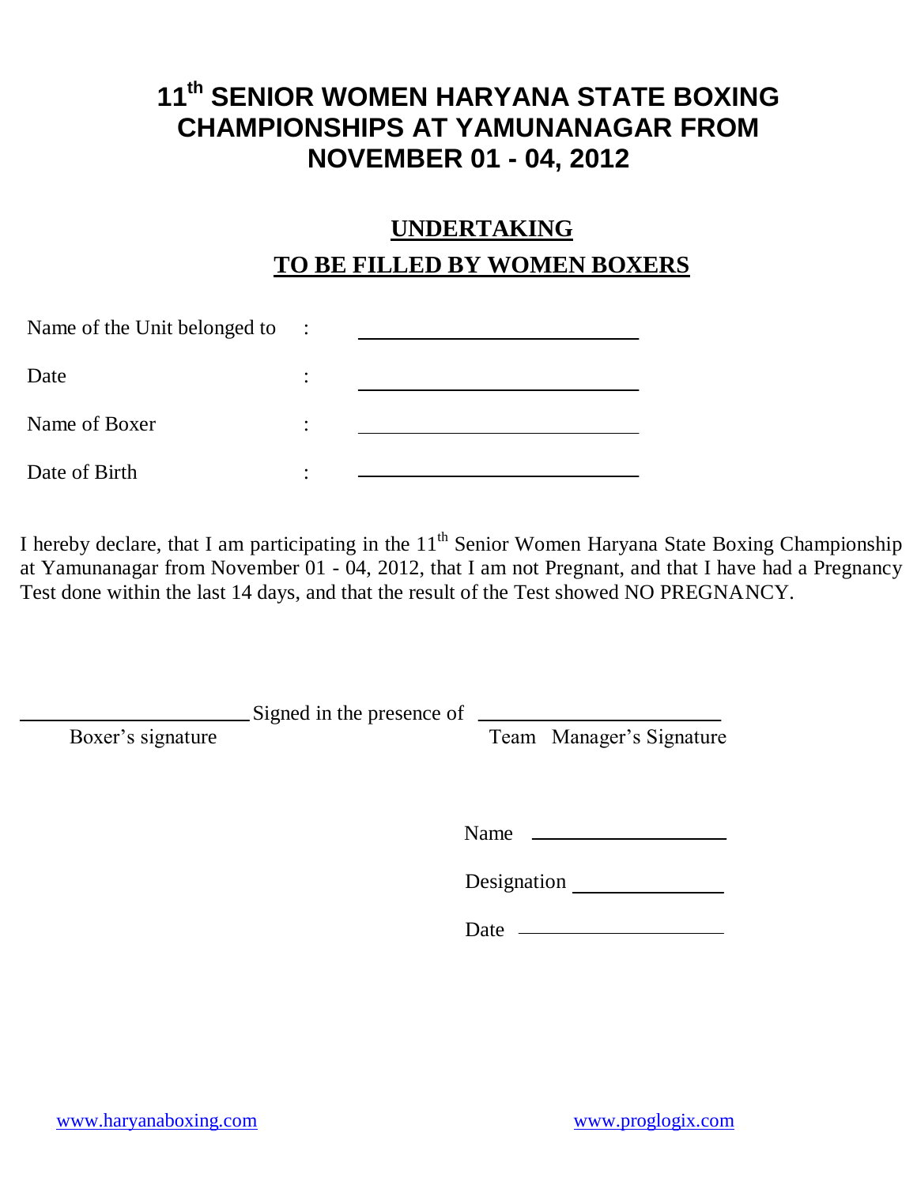# 11th SENIOR WOMEN HARYANA STATE BOXING CHAMPIONSHIPS AT YAMUNANAGAR FROM NOVEMBER 01 - 04, 2012

## UNDERTAKING

## TO BE FILLED BY WOMEN BOXERS

Name of the Unit belonged to : ____________________

Date : ____________________

Name of Boxer : ____________________

Date of Birth : ____________________

I hereby declare, that I am participating in the 11th Senior Women Haryana State Boxing Championship at Yamunanagar from November 01 - 04, 2012, that I am not Pregnant, and that I have had a Pregnancy Test done within the last 14 days, and that the result of the Test showed NO PREGNANCY.

____________________ Signed in the presence of ____________________

Boxer's signature                Team Manager's Signature

Name ____________________

Designation ____________________

Date ____________________

www.haryanaboxing.com                www.proglogix.com